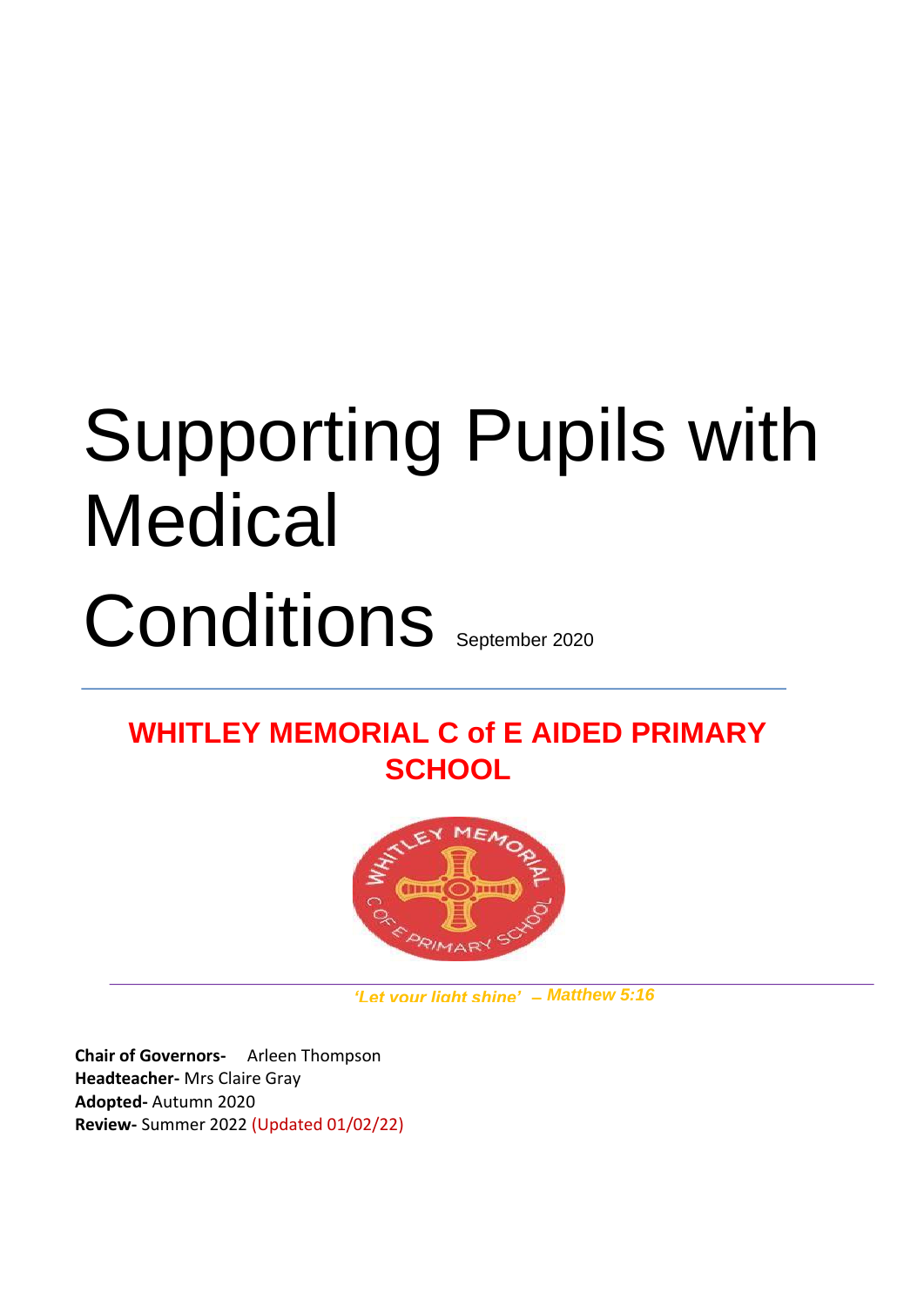# Supporting Pupils with Medical Conditions

September 2020

## WHITLEY MEMORIAL C of E AIDED PRIMARY SCHOOL

*'Let your light shine' – Matthew 5:16*

**Chair of Governors-** Arleen Thompson
**Headteacher-** Mrs Claire Gray
**Adopted-** Autumn 2020
**Review-** Summer 2022 (Updated 01/02/22)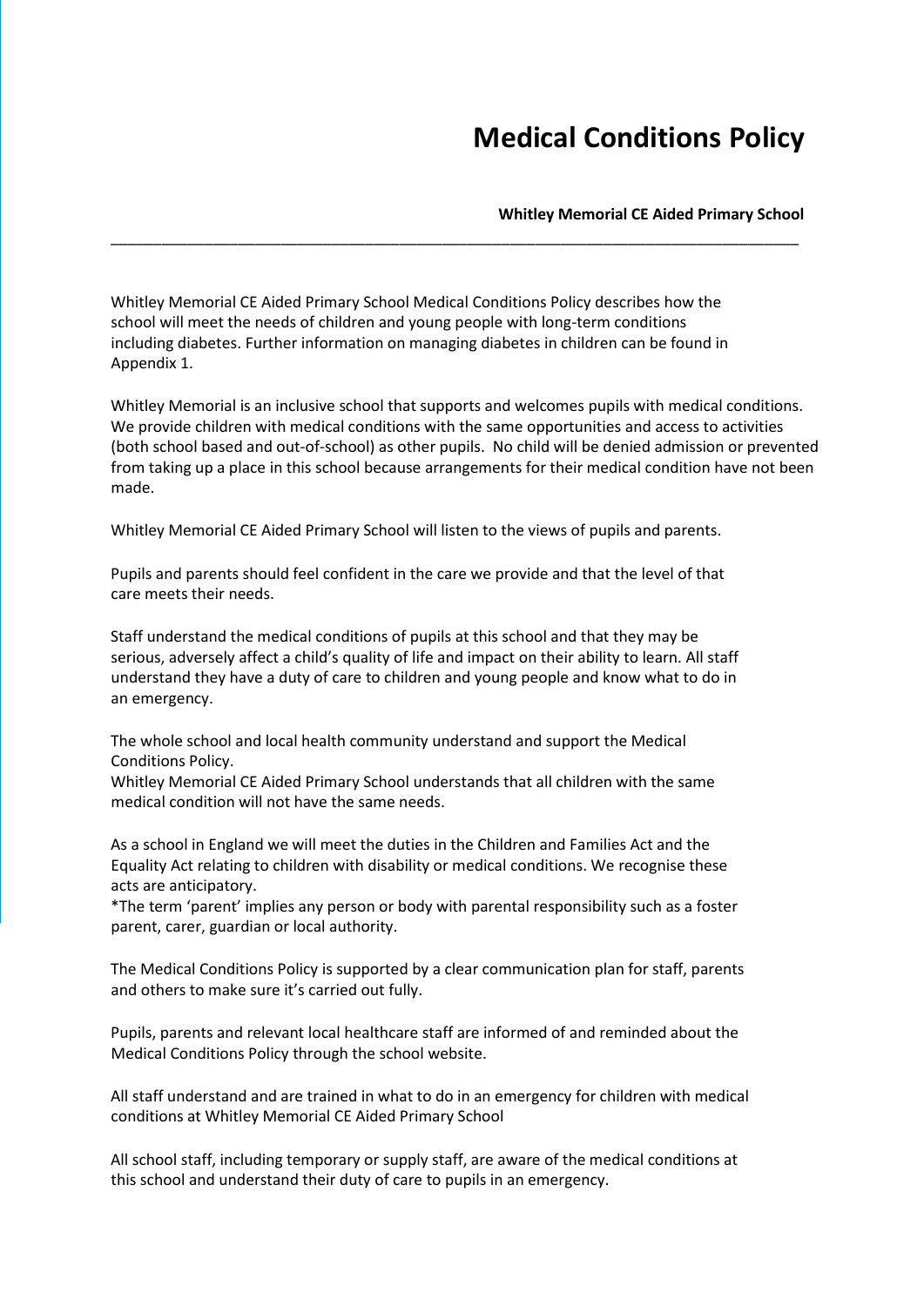# Medical Conditions Policy

**Whitley Memorial CE Aided Primary School**

---

Whitley Memorial CE Aided Primary School Medical Conditions Policy describes how the school will meet the needs of children and young people with long-term conditions including diabetes. Further information on managing diabetes in children can be found in Appendix 1.

Whitley Memorial is an inclusive school that supports and welcomes pupils with medical conditions. We provide children with medical conditions with the same opportunities and access to activities (both school based and out-of-school) as other pupils. No child will be denied admission or prevented from taking up a place in this school because arrangements for their medical condition have not been made.

Whitley Memorial CE Aided Primary School will listen to the views of pupils and parents.

Pupils and parents should feel confident in the care we provide and that the level of that care meets their needs.

Staff understand the medical conditions of pupils at this school and that they may be serious, adversely affect a child's quality of life and impact on their ability to learn. All staff understand they have a duty of care to children and young people and know what to do in an emergency.

The whole school and local health community understand and support the Medical Conditions Policy.
Whitley Memorial CE Aided Primary School understands that all children with the same medical condition will not have the same needs.

As a school in England we will meet the duties in the Children and Families Act and the Equality Act relating to children with disability or medical conditions. We recognise these acts are anticipatory.
*The term 'parent' implies any person or body with parental responsibility such as a foster parent, carer, guardian or local authority.

The Medical Conditions Policy is supported by a clear communication plan for staff, parents and others to make sure it's carried out fully.

Pupils, parents and relevant local healthcare staff are informed of and reminded about the Medical Conditions Policy through the school website.

All staff understand and are trained in what to do in an emergency for children with medical conditions at Whitley Memorial CE Aided Primary School

All school staff, including temporary or supply staff, are aware of the medical conditions at this school and understand their duty of care to pupils in an emergency.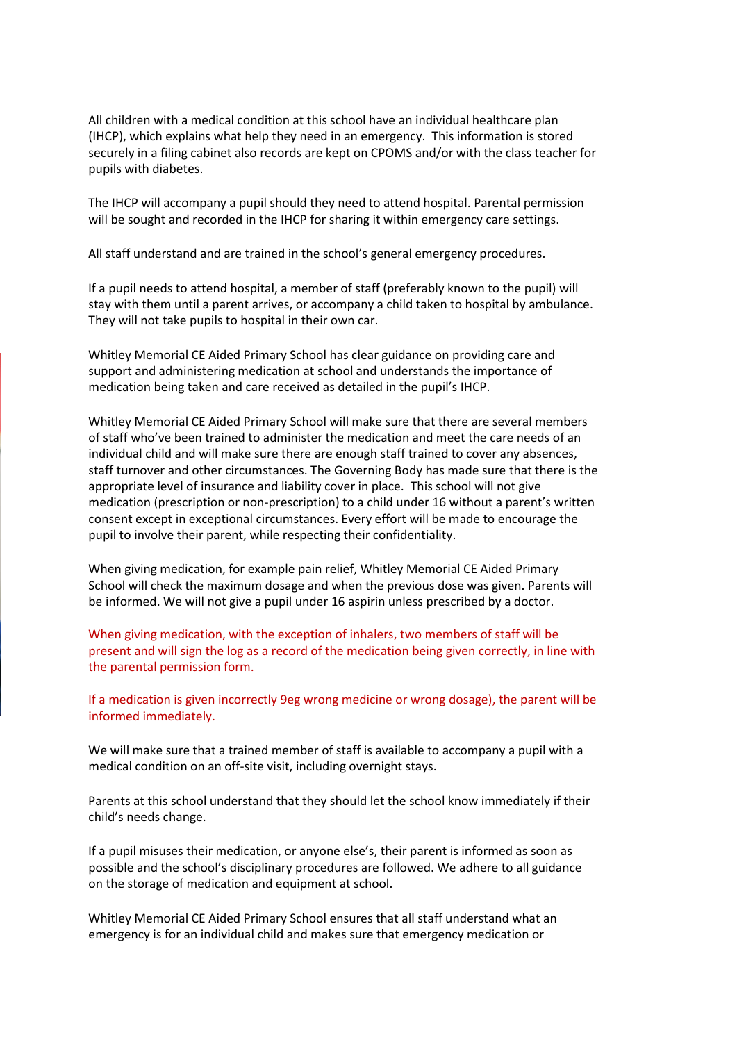All children with a medical condition at this school have an individual healthcare plan (IHCP), which explains what help they need in an emergency. This information is stored securely in a filing cabinet also records are kept on CPOMS and/or with the class teacher for pupils with diabetes.

The IHCP will accompany a pupil should they need to attend hospital. Parental permission will be sought and recorded in the IHCP for sharing it within emergency care settings.

All staff understand and are trained in the school's general emergency procedures.

If a pupil needs to attend hospital, a member of staff (preferably known to the pupil) will stay with them until a parent arrives, or accompany a child taken to hospital by ambulance. They will not take pupils to hospital in their own car.

Whitley Memorial CE Aided Primary School has clear guidance on providing care and support and administering medication at school and understands the importance of medication being taken and care received as detailed in the pupil's IHCP.

Whitley Memorial CE Aided Primary School will make sure that there are several members of staff who've been trained to administer the medication and meet the care needs of an individual child and will make sure there are enough staff trained to cover any absences, staff turnover and other circumstances. The Governing Body has made sure that there is the appropriate level of insurance and liability cover in place. This school will not give medication (prescription or non-prescription) to a child under 16 without a parent's written consent except in exceptional circumstances. Every effort will be made to encourage the pupil to involve their parent, while respecting their confidentiality.

When giving medication, for example pain relief, Whitley Memorial CE Aided Primary School will check the maximum dosage and when the previous dose was given. Parents will be informed. We will not give a pupil under 16 aspirin unless prescribed by a doctor.

When giving medication, with the exception of inhalers, two members of staff will be present and will sign the log as a record of the medication being given correctly, in line with the parental permission form.

If a medication is given incorrectly 9eg wrong medicine or wrong dosage), the parent will be informed immediately.

We will make sure that a trained member of staff is available to accompany a pupil with a medical condition on an off-site visit, including overnight stays.

Parents at this school understand that they should let the school know immediately if their child's needs change.

If a pupil misuses their medication, or anyone else's, their parent is informed as soon as possible and the school's disciplinary procedures are followed. We adhere to all guidance on the storage of medication and equipment at school.

Whitley Memorial CE Aided Primary School ensures that all staff understand what an emergency is for an individual child and makes sure that emergency medication or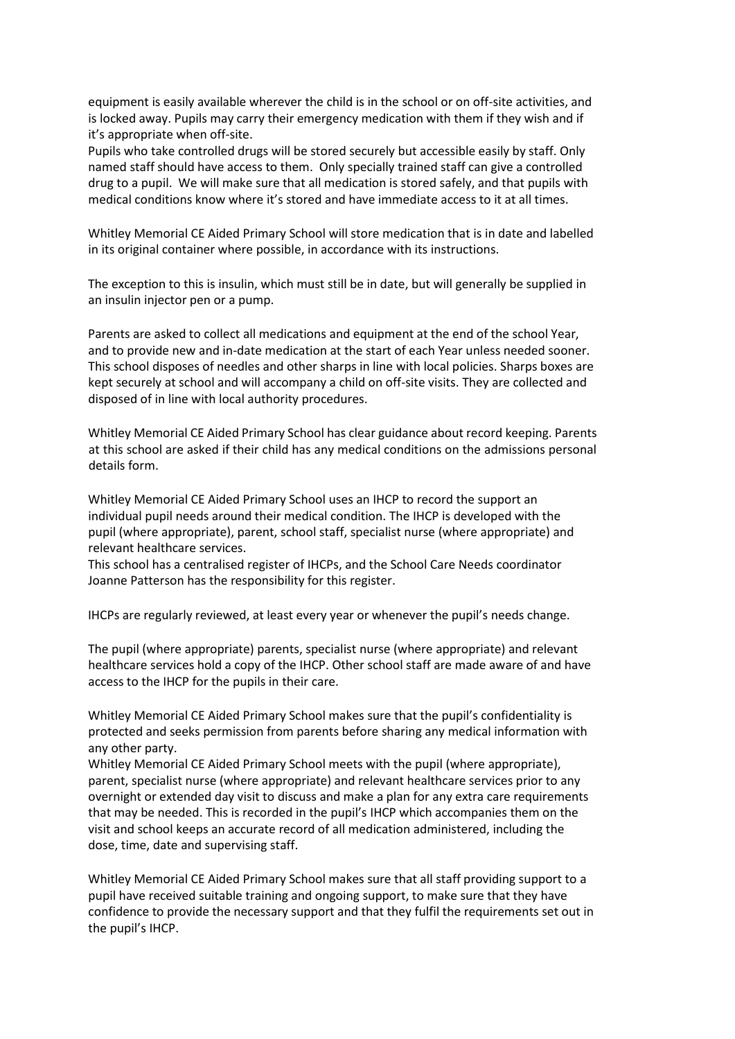equipment is easily available wherever the child is in the school or on off-site activities, and is locked away. Pupils may carry their emergency medication with them if they wish and if it's appropriate when off-site.

Pupils who take controlled drugs will be stored securely but accessible easily by staff. Only named staff should have access to them. Only specially trained staff can give a controlled drug to a pupil. We will make sure that all medication is stored safely, and that pupils with medical conditions know where it's stored and have immediate access to it at all times.

Whitley Memorial CE Aided Primary School will store medication that is in date and labelled in its original container where possible, in accordance with its instructions.

The exception to this is insulin, which must still be in date, but will generally be supplied in an insulin injector pen or a pump.

Parents are asked to collect all medications and equipment at the end of the school Year, and to provide new and in-date medication at the start of each Year unless needed sooner. This school disposes of needles and other sharps in line with local policies. Sharps boxes are kept securely at school and will accompany a child on off-site visits. They are collected and disposed of in line with local authority procedures.

Whitley Memorial CE Aided Primary School has clear guidance about record keeping. Parents at this school are asked if their child has any medical conditions on the admissions personal details form.

Whitley Memorial CE Aided Primary School uses an IHCP to record the support an individual pupil needs around their medical condition. The IHCP is developed with the pupil (where appropriate), parent, school staff, specialist nurse (where appropriate) and relevant healthcare services.

This school has a centralised register of IHCPs, and the School Care Needs coordinator Joanne Patterson has the responsibility for this register.

IHCPs are regularly reviewed, at least every year or whenever the pupil's needs change.

The pupil (where appropriate) parents, specialist nurse (where appropriate) and relevant healthcare services hold a copy of the IHCP. Other school staff are made aware of and have access to the IHCP for the pupils in their care.

Whitley Memorial CE Aided Primary School makes sure that the pupil's confidentiality is protected and seeks permission from parents before sharing any medical information with any other party.

Whitley Memorial CE Aided Primary School meets with the pupil (where appropriate), parent, specialist nurse (where appropriate) and relevant healthcare services prior to any overnight or extended day visit to discuss and make a plan for any extra care requirements that may be needed. This is recorded in the pupil's IHCP which accompanies them on the visit and school keeps an accurate record of all medication administered, including the dose, time, date and supervising staff.

Whitley Memorial CE Aided Primary School makes sure that all staff providing support to a pupil have received suitable training and ongoing support, to make sure that they have confidence to provide the necessary support and that they fulfil the requirements set out in the pupil's IHCP.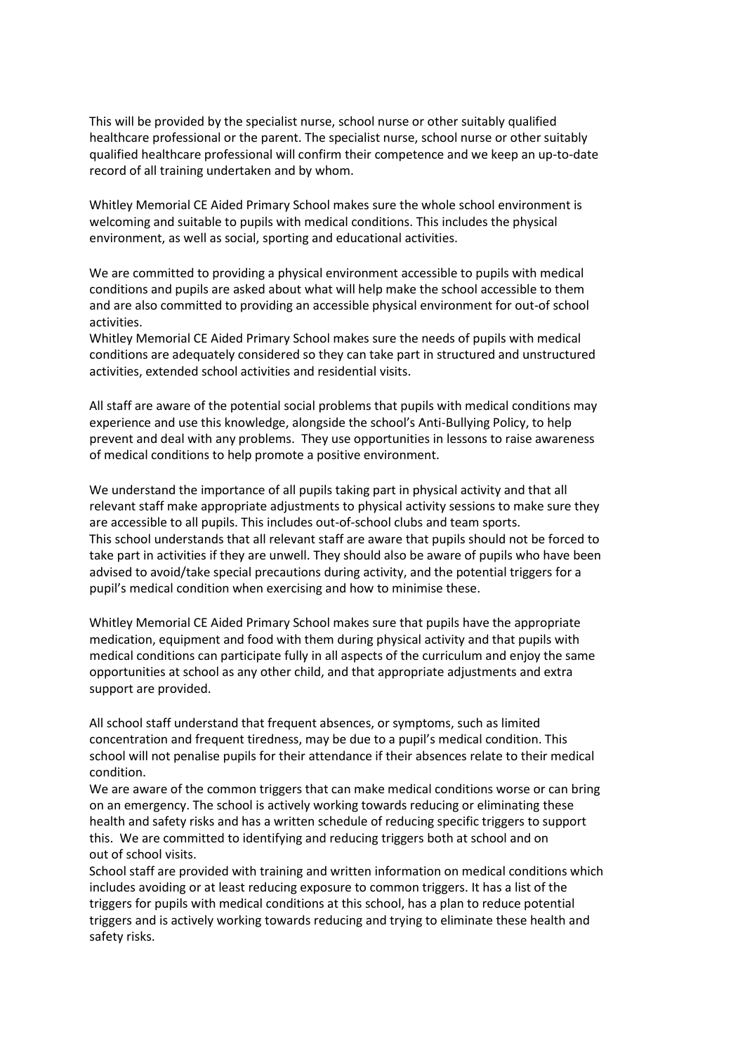This will be provided by the specialist nurse, school nurse or other suitably qualified healthcare professional or the parent. The specialist nurse, school nurse or other suitably qualified healthcare professional will confirm their competence and we keep an up-to-date record of all training undertaken and by whom.

Whitley Memorial CE Aided Primary School makes sure the whole school environment is welcoming and suitable to pupils with medical conditions. This includes the physical environment, as well as social, sporting and educational activities.

We are committed to providing a physical environment accessible to pupils with medical conditions and pupils are asked about what will help make the school accessible to them and are also committed to providing an accessible physical environment for out-of school activities.
Whitley Memorial CE Aided Primary School makes sure the needs of pupils with medical conditions are adequately considered so they can take part in structured and unstructured activities, extended school activities and residential visits.

All staff are aware of the potential social problems that pupils with medical conditions may experience and use this knowledge, alongside the school's Anti-Bullying Policy, to help prevent and deal with any problems. They use opportunities in lessons to raise awareness of medical conditions to help promote a positive environment.

We understand the importance of all pupils taking part in physical activity and that all relevant staff make appropriate adjustments to physical activity sessions to make sure they are accessible to all pupils. This includes out-of-school clubs and team sports.
This school understands that all relevant staff are aware that pupils should not be forced to take part in activities if they are unwell. They should also be aware of pupils who have been advised to avoid/take special precautions during activity, and the potential triggers for a pupil's medical condition when exercising and how to minimise these.

Whitley Memorial CE Aided Primary School makes sure that pupils have the appropriate medication, equipment and food with them during physical activity and that pupils with medical conditions can participate fully in all aspects of the curriculum and enjoy the same opportunities at school as any other child, and that appropriate adjustments and extra support are provided.

All school staff understand that frequent absences, or symptoms, such as limited concentration and frequent tiredness, may be due to a pupil's medical condition. This school will not penalise pupils for their attendance if their absences relate to their medical condition.
We are aware of the common triggers that can make medical conditions worse or can bring on an emergency. The school is actively working towards reducing or eliminating these health and safety risks and has a written schedule of reducing specific triggers to support this. We are committed to identifying and reducing triggers both at school and on out of school visits.
School staff are provided with training and written information on medical conditions which includes avoiding or at least reducing exposure to common triggers. It has a list of the triggers for pupils with medical conditions at this school, has a plan to reduce potential triggers and is actively working towards reducing and trying to eliminate these health and safety risks.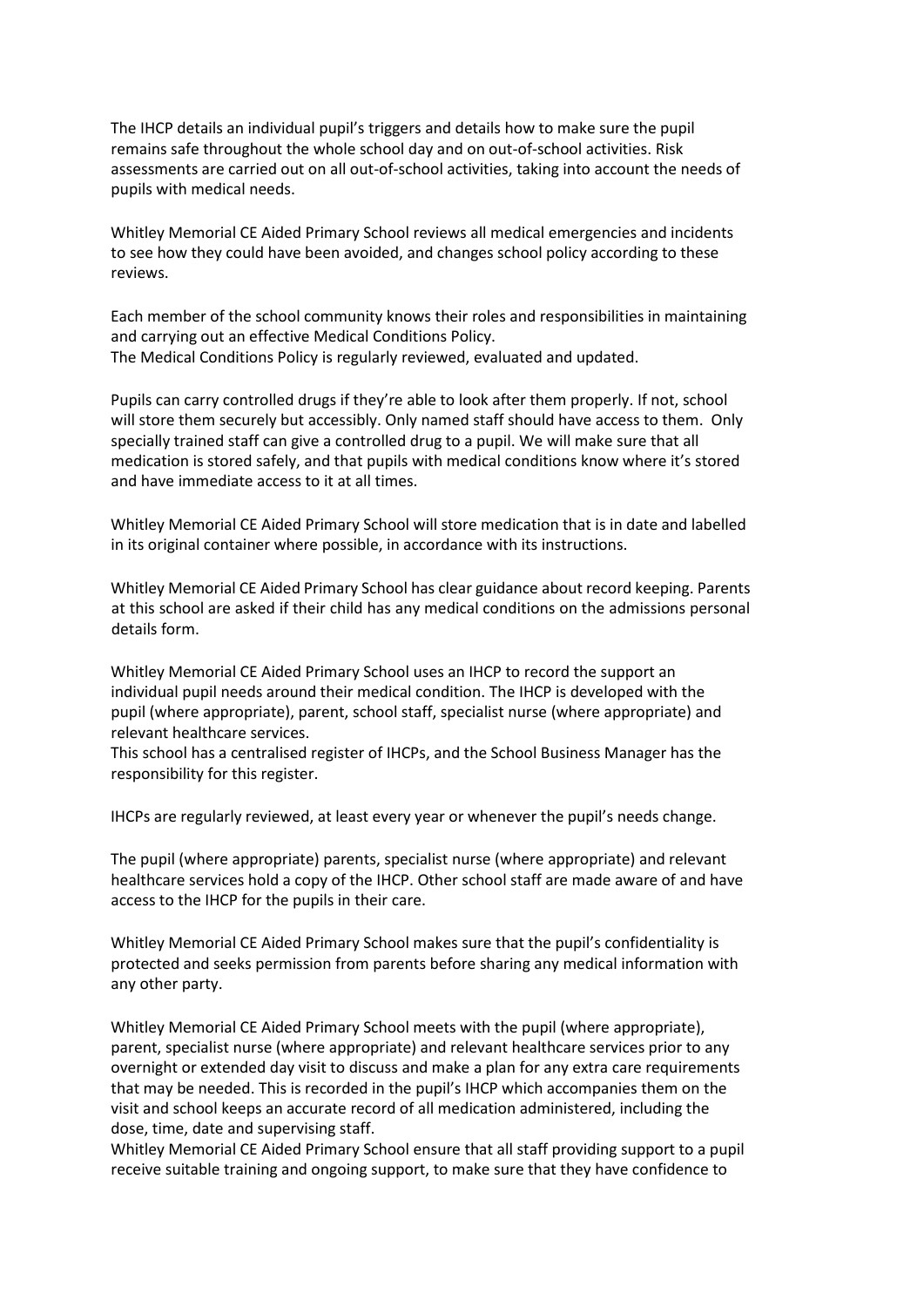The IHCP details an individual pupil's triggers and details how to make sure the pupil remains safe throughout the whole school day and on out-of-school activities. Risk assessments are carried out on all out-of-school activities, taking into account the needs of pupils with medical needs.

Whitley Memorial CE Aided Primary School reviews all medical emergencies and incidents to see how they could have been avoided, and changes school policy according to these reviews.

Each member of the school community knows their roles and responsibilities in maintaining and carrying out an effective Medical Conditions Policy.
The Medical Conditions Policy is regularly reviewed, evaluated and updated.

Pupils can carry controlled drugs if they're able to look after them properly. If not, school will store them securely but accessibly. Only named staff should have access to them. Only specially trained staff can give a controlled drug to a pupil. We will make sure that all medication is stored safely, and that pupils with medical conditions know where it's stored and have immediate access to it at all times.

Whitley Memorial CE Aided Primary School will store medication that is in date and labelled in its original container where possible, in accordance with its instructions.

Whitley Memorial CE Aided Primary School has clear guidance about record keeping. Parents at this school are asked if their child has any medical conditions on the admissions personal details form.

Whitley Memorial CE Aided Primary School uses an IHCP to record the support an individual pupil needs around their medical condition. The IHCP is developed with the pupil (where appropriate), parent, school staff, specialist nurse (where appropriate) and relevant healthcare services.
This school has a centralised register of IHCPs, and the School Business Manager has the responsibility for this register.

IHCPs are regularly reviewed, at least every year or whenever the pupil's needs change.

The pupil (where appropriate) parents, specialist nurse (where appropriate) and relevant healthcare services hold a copy of the IHCP. Other school staff are made aware of and have access to the IHCP for the pupils in their care.

Whitley Memorial CE Aided Primary School makes sure that the pupil's confidentiality is protected and seeks permission from parents before sharing any medical information with any other party.

Whitley Memorial CE Aided Primary School meets with the pupil (where appropriate), parent, specialist nurse (where appropriate) and relevant healthcare services prior to any overnight or extended day visit to discuss and make a plan for any extra care requirements that may be needed. This is recorded in the pupil's IHCP which accompanies them on the visit and school keeps an accurate record of all medication administered, including the dose, time, date and supervising staff.
Whitley Memorial CE Aided Primary School ensure that all staff providing support to a pupil receive suitable training and ongoing support, to make sure that they have confidence to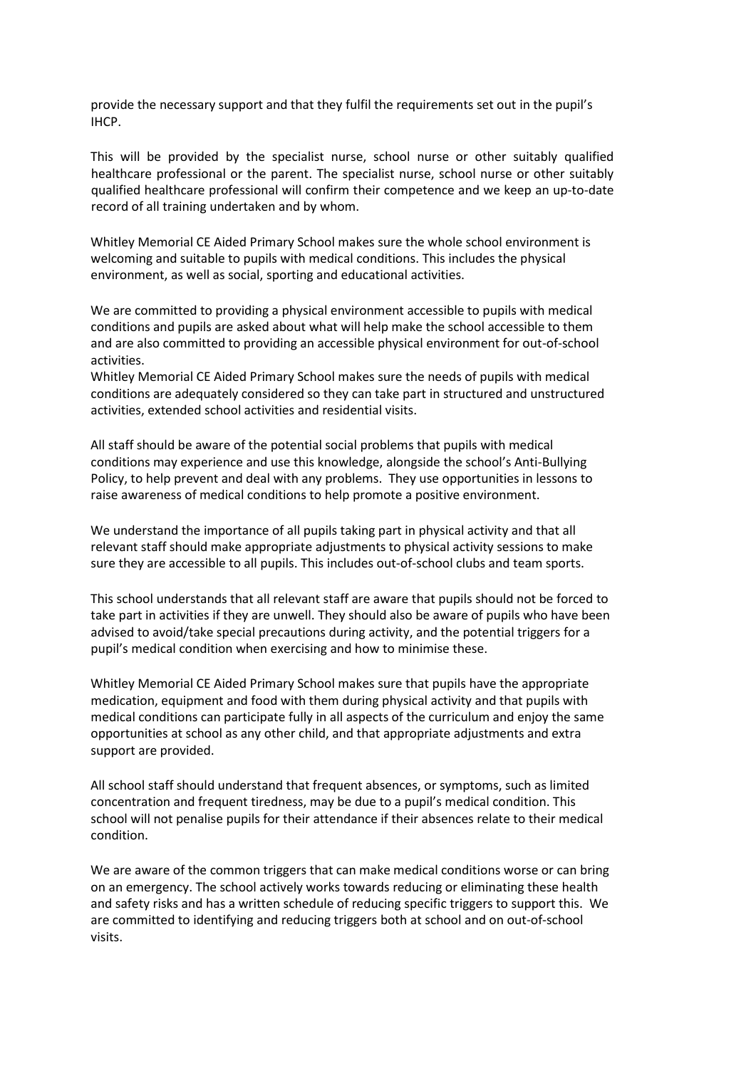provide the necessary support and that they fulfil the requirements set out in the pupil's IHCP.

This will be provided by the specialist nurse, school nurse or other suitably qualified healthcare professional or the parent. The specialist nurse, school nurse or other suitably qualified healthcare professional will confirm their competence and we keep an up-to-date record of all training undertaken and by whom.

Whitley Memorial CE Aided Primary School makes sure the whole school environment is welcoming and suitable to pupils with medical conditions. This includes the physical environment, as well as social, sporting and educational activities.

We are committed to providing a physical environment accessible to pupils with medical conditions and pupils are asked about what will help make the school accessible to them and are also committed to providing an accessible physical environment for out-of-school activities.
Whitley Memorial CE Aided Primary School makes sure the needs of pupils with medical conditions are adequately considered so they can take part in structured and unstructured activities, extended school activities and residential visits.

All staff should be aware of the potential social problems that pupils with medical conditions may experience and use this knowledge, alongside the school's Anti-Bullying Policy, to help prevent and deal with any problems. They use opportunities in lessons to raise awareness of medical conditions to help promote a positive environment.

We understand the importance of all pupils taking part in physical activity and that all relevant staff should make appropriate adjustments to physical activity sessions to make sure they are accessible to all pupils. This includes out-of-school clubs and team sports.

This school understands that all relevant staff are aware that pupils should not be forced to take part in activities if they are unwell. They should also be aware of pupils who have been advised to avoid/take special precautions during activity, and the potential triggers for a pupil's medical condition when exercising and how to minimise these.

Whitley Memorial CE Aided Primary School makes sure that pupils have the appropriate medication, equipment and food with them during physical activity and that pupils with medical conditions can participate fully in all aspects of the curriculum and enjoy the same opportunities at school as any other child, and that appropriate adjustments and extra support are provided.

All school staff should understand that frequent absences, or symptoms, such as limited concentration and frequent tiredness, may be due to a pupil's medical condition. This school will not penalise pupils for their attendance if their absences relate to their medical condition.

We are aware of the common triggers that can make medical conditions worse or can bring on an emergency. The school actively works towards reducing or eliminating these health and safety risks and has a written schedule of reducing specific triggers to support this. We are committed to identifying and reducing triggers both at school and on out-of-school visits.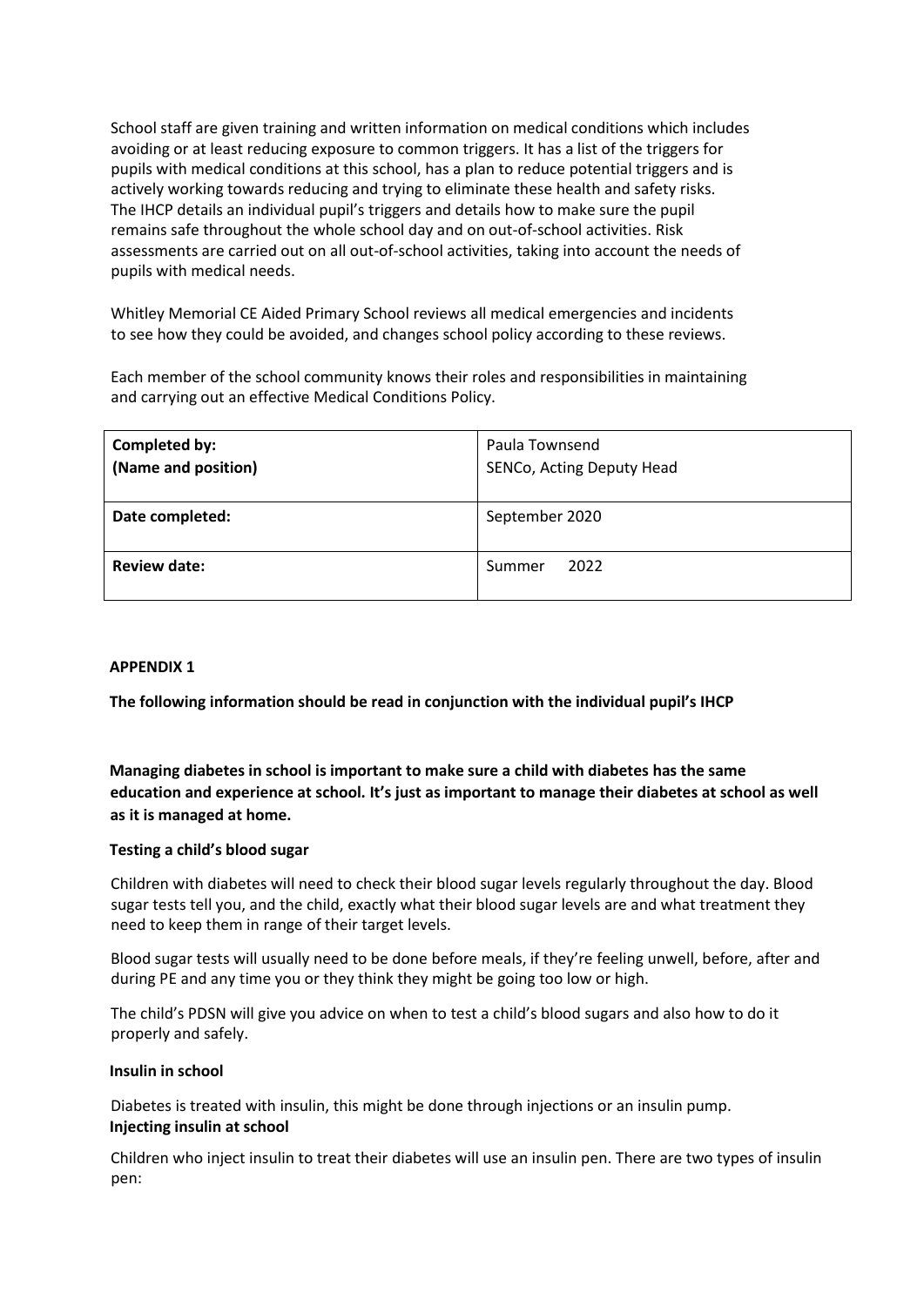School staff are given training and written information on medical conditions which includes avoiding or at least reducing exposure to common triggers. It has a list of the triggers for pupils with medical conditions at this school, has a plan to reduce potential triggers and is actively working towards reducing and trying to eliminate these health and safety risks. The IHCP details an individual pupil's triggers and details how to make sure the pupil remains safe throughout the whole school day and on out-of-school activities. Risk assessments are carried out on all out-of-school activities, taking into account the needs of pupils with medical needs.

Whitley Memorial CE Aided Primary School reviews all medical emergencies and incidents to see how they could be avoided, and changes school policy according to these reviews.

Each member of the school community knows their roles and responsibilities in maintaining and carrying out an effective Medical Conditions Policy.

| **Completed by: (Name and position)** | Paula Townsend SENCo, Acting Deputy Head |
|---|---|
| **Date completed:** | September 2020 |
| **Review date:** | Summer 2022 |

**APPENDIX 1**

**The following information should be read in conjunction with the individual pupil's IHCP**

**Managing diabetes in school is important to make sure a child with diabetes has the same education and experience at school. It's just as important to manage their diabetes at school as well as it is managed at home.**

**Testing a child's blood sugar**

Children with diabetes will need to check their blood sugar levels regularly throughout the day. Blood sugar tests tell you, and the child, exactly what their blood sugar levels are and what treatment they need to keep them in range of their target levels.

Blood sugar tests will usually need to be done before meals, if they're feeling unwell, before, after and during PE and any time you or they think they might be going too low or high.

The child's PDSN will give you advice on when to test a child's blood sugars and also how to do it properly and safely.

**Insulin in school**

Diabetes is treated with insulin, this might be done through injections or an insulin pump.

**Injecting insulin at school**

Children who inject insulin to treat their diabetes will use an insulin pen. There are two types of insulin pen: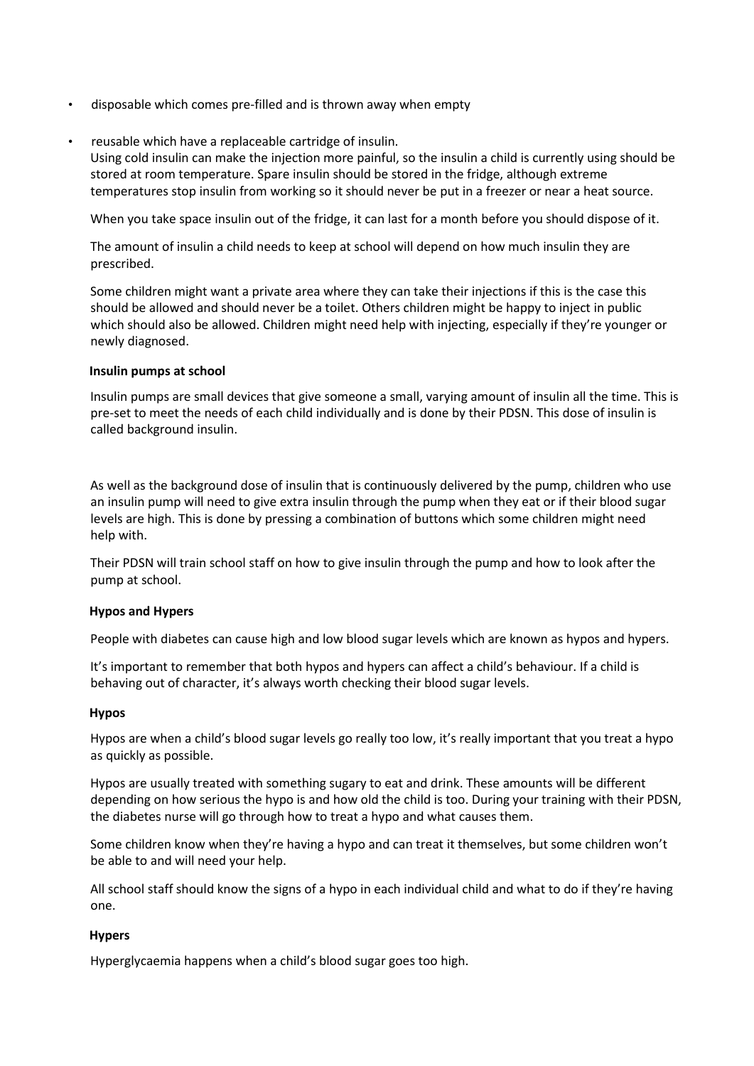- disposable which comes pre-filled and is thrown away when empty
- reusable which have a replaceable cartridge of insulin.

Using cold insulin can make the injection more painful, so the insulin a child is currently using should be stored at room temperature. Spare insulin should be stored in the fridge, although extreme temperatures stop insulin from working so it should never be put in a freezer or near a heat source.

When you take space insulin out of the fridge, it can last for a month before you should dispose of it.

The amount of insulin a child needs to keep at school will depend on how much insulin they are prescribed.

Some children might want a private area where they can take their injections if this is the case this should be allowed and should never be a toilet. Others children might be happy to inject in public which should also be allowed. Children might need help with injecting, especially if they're younger or newly diagnosed.

**Insulin pumps at school**

Insulin pumps are small devices that give someone a small, varying amount of insulin all the time. This is pre-set to meet the needs of each child individually and is done by their PDSN. This dose of insulin is called background insulin.

As well as the background dose of insulin that is continuously delivered by the pump, children who use an insulin pump will need to give extra insulin through the pump when they eat or if their blood sugar levels are high. This is done by pressing a combination of buttons which some children might need help with.

Their PDSN will train school staff on how to give insulin through the pump and how to look after the pump at school.

**Hypos and Hypers**

People with diabetes can cause high and low blood sugar levels which are known as hypos and hypers.

It's important to remember that both hypos and hypers can affect a child's behaviour. If a child is behaving out of character, it's always worth checking their blood sugar levels.

**Hypos**

Hypos are when a child's blood sugar levels go really too low, it's really important that you treat a hypo as quickly as possible.

Hypos are usually treated with something sugary to eat and drink. These amounts will be different depending on how serious the hypo is and how old the child is too. During your training with their PDSN, the diabetes nurse will go through how to treat a hypo and what causes them.

Some children know when they're having a hypo and can treat it themselves, but some children won't be able to and will need your help.

All school staff should know the signs of a hypo in each individual child and what to do if they're having one.

**Hypers**

Hyperglycaemia happens when a child's blood sugar goes too high.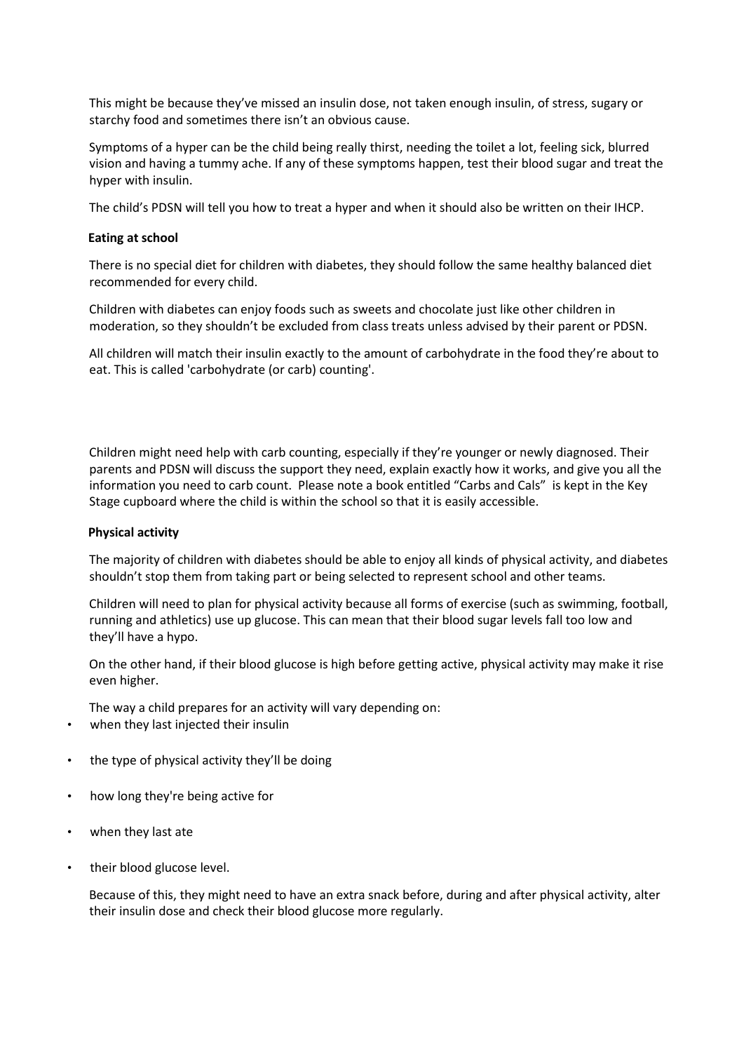This might be because they've missed an insulin dose, not taken enough insulin, of stress, sugary or starchy food and sometimes there isn't an obvious cause.

Symptoms of a hyper can be the child being really thirst, needing the toilet a lot, feeling sick, blurred vision and having a tummy ache. If any of these symptoms happen, test their blood sugar and treat the hyper with insulin.

The child's PDSN will tell you how to treat a hyper and when it should also be written on their IHCP.

**Eating at school**

There is no special diet for children with diabetes, they should follow the same healthy balanced diet recommended for every child.

Children with diabetes can enjoy foods such as sweets and chocolate just like other children in moderation, so they shouldn't be excluded from class treats unless advised by their parent or PDSN.

All children will match their insulin exactly to the amount of carbohydrate in the food they're about to eat. This is called 'carbohydrate (or carb) counting'.

Children might need help with carb counting, especially if they're younger or newly diagnosed. Their parents and PDSN will discuss the support they need, explain exactly how it works, and give you all the information you need to carb count. Please note a book entitled "Carbs and Cals" is kept in the Key Stage cupboard where the child is within the school so that it is easily accessible.

**Physical activity**

The majority of children with diabetes should be able to enjoy all kinds of physical activity, and diabetes shouldn't stop them from taking part or being selected to represent school and other teams.

Children will need to plan for physical activity because all forms of exercise (such as swimming, football, running and athletics) use up glucose. This can mean that their blood sugar levels fall too low and they'll have a hypo.

On the other hand, if their blood glucose is high before getting active, physical activity may make it rise even higher.

The way a child prepares for an activity will vary depending on:

- when they last injected their insulin
- the type of physical activity they'll be doing
- how long they're being active for
- when they last ate
- their blood glucose level.

Because of this, they might need to have an extra snack before, during and after physical activity, alter their insulin dose and check their blood glucose more regularly.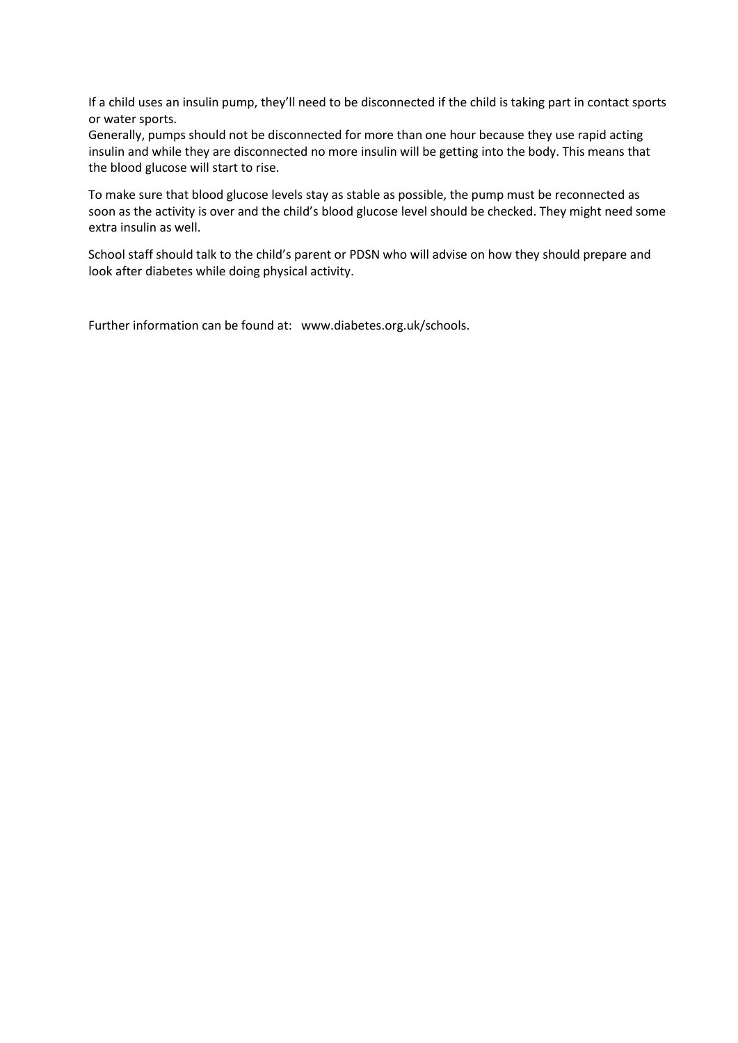If a child uses an insulin pump, they'll need to be disconnected if the child is taking part in contact sports or water sports.
Generally, pumps should not be disconnected for more than one hour because they use rapid acting insulin and while they are disconnected no more insulin will be getting into the body. This means that the blood glucose will start to rise.

To make sure that blood glucose levels stay as stable as possible, the pump must be reconnected as soon as the activity is over and the child's blood glucose level should be checked. They might need some extra insulin as well.

School staff should talk to the child's parent or PDSN who will advise on how they should prepare and look after diabetes while doing physical activity.

Further information can be found at: www.diabetes.org.uk/schools.